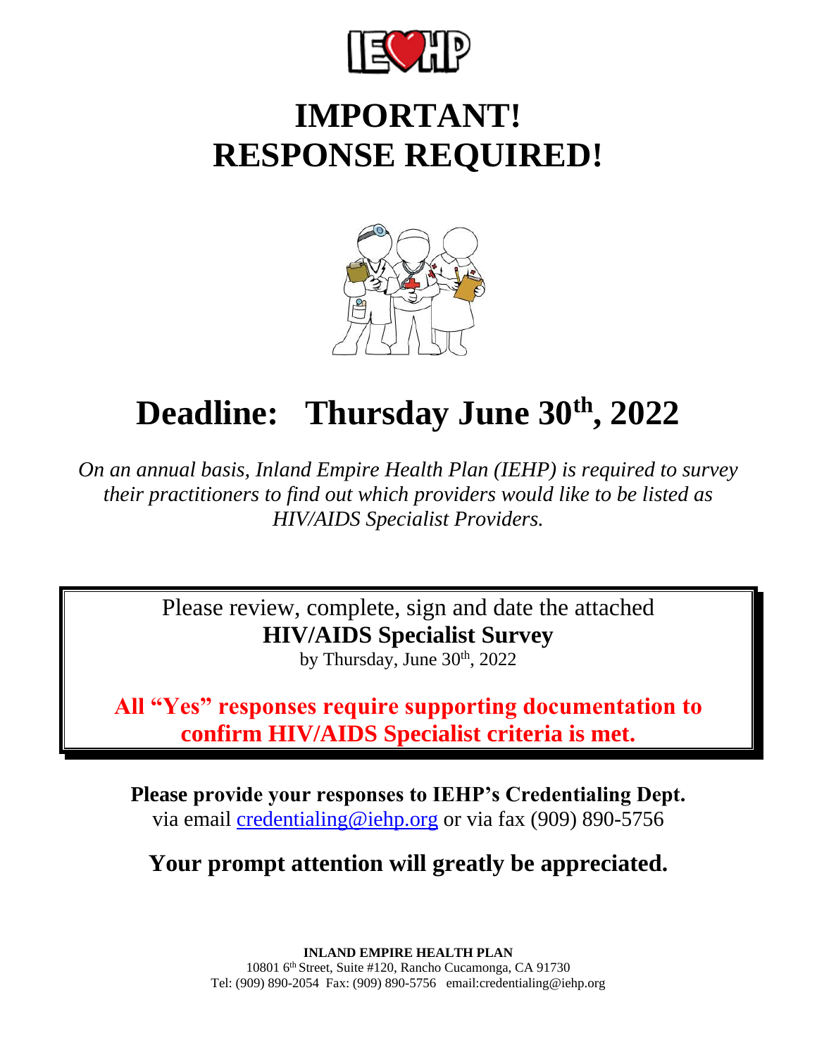# IMPORTANT!
# RESPONSE REQUIRED!

# Deadline: Thursday June 30th, 2022

*On an annual basis, Inland Empire Health Plan (IEHP) is required to survey their practitioners to find out which providers would like to be listed as HIV/AIDS Specialist Providers.*

Please review, complete, sign and date the attached
**HIV/AIDS Specialist Survey**
by Thursday, June 30th, 2022

**All "Yes" responses require supporting documentation to confirm HIV/AIDS Specialist criteria is met.**

**Please provide your responses to IEHP's Credentialing Dept.**
via email credentialing@iehp.org or via fax (909) 890-5756

**Your prompt attention will greatly be appreciated.**

**INLAND EMPIRE HEALTH PLAN**
10801 6th Street, Suite #120, Rancho Cucamonga, CA 91730
Tel: (909) 890-2054 Fax: (909) 890-5756 email:credentialing@iehp.org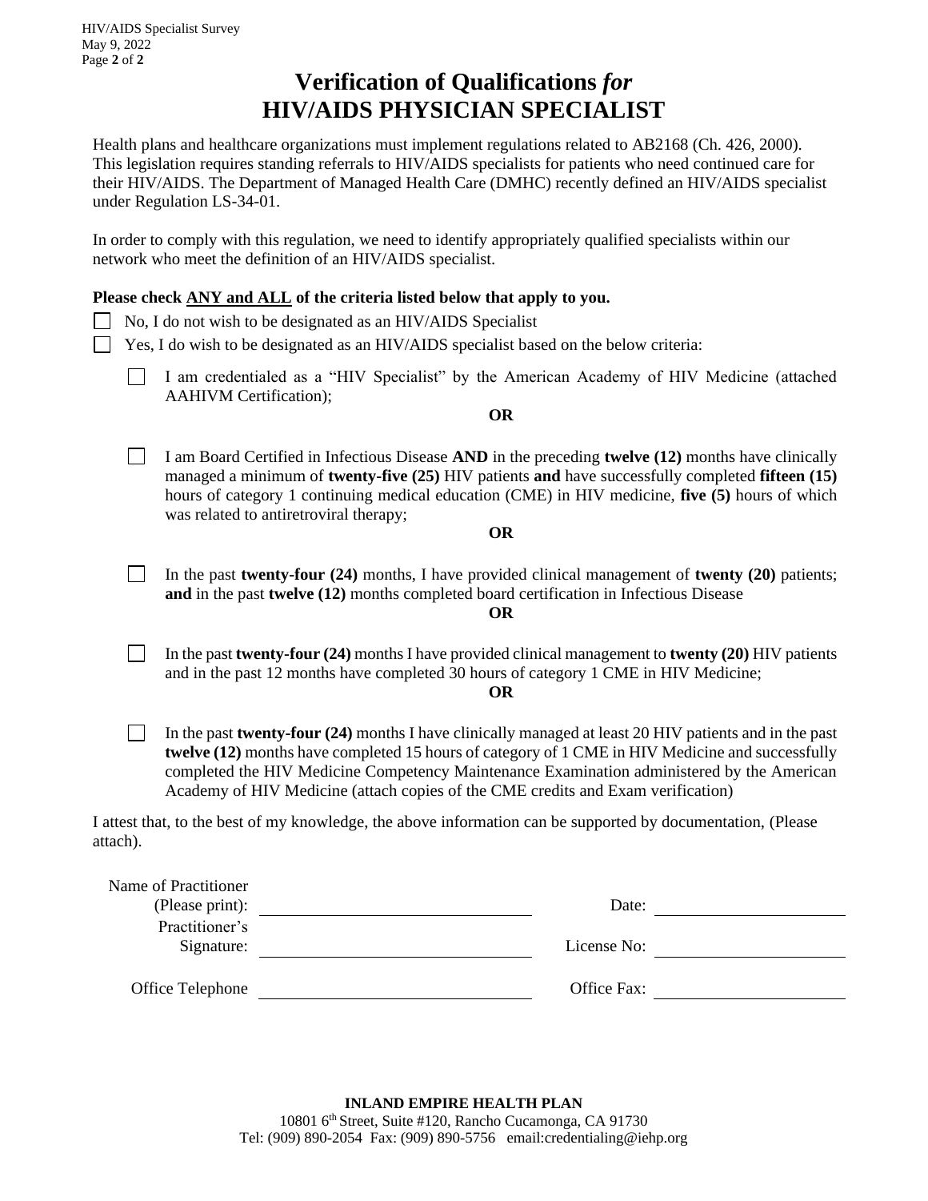# Verification of Qualifications *for* HIV/AIDS PHYSICIAN SPECIALIST

Health plans and healthcare organizations must implement regulations related to AB2168 (Ch. 426, 2000). This legislation requires standing referrals to HIV/AIDS specialists for patients who need continued care for their HIV/AIDS. The Department of Managed Health Care (DMHC) recently defined an HIV/AIDS specialist under Regulation LS-34-01.

In order to comply with this regulation, we need to identify appropriately qualified specialists within our network who meet the definition of an HIV/AIDS specialist.

**Please check ANY and ALL of the criteria listed below that apply to you.**

- ☐ No, I do not wish to be designated as an HIV/AIDS Specialist
- ☐ Yes, I do wish to be designated as an HIV/AIDS specialist based on the below criteria:
  - ☐ I am credentialed as a "HIV Specialist" by the American Academy of HIV Medicine (attached AAHIVM Certification);

    **OR**

  - ☐ I am Board Certified in Infectious Disease **AND** in the preceding **twelve (12)** months have clinically managed a minimum of **twenty-five (25)** HIV patients **and** have successfully completed **fifteen (15)** hours of category 1 continuing medical education (CME) in HIV medicine, **five (5)** hours of which was related to antiretroviral therapy;

    **OR**

  - ☐ In the past **twenty-four (24)** months, I have provided clinical management of **twenty (20)** patients; **and** in the past **twelve (12)** months completed board certification in Infectious Disease

    **OR**

  - ☐ In the past **twenty-four (24)** months I have provided clinical management to **twenty (20)** HIV patients and in the past 12 months have completed 30 hours of category 1 CME in HIV Medicine;

    **OR**

  - ☐ In the past **twenty-four (24)** months I have clinically managed at least 20 HIV patients and in the past **twelve (12)** months have completed 15 hours of category of 1 CME in HIV Medicine and successfully completed the HIV Medicine Competency Maintenance Examination administered by the American Academy of HIV Medicine (attach copies of the CME credits and Exam verification)

I attest that, to the best of my knowledge, the above information can be supported by documentation, (Please attach).

| | | | |
|---|---|---|---|
| Name of Practitioner (Please print): | | Date: | |
| Practitioner's Signature: | | License No: | |
| Office Telephone | | Office Fax: | |

**INLAND EMPIRE HEALTH PLAN**
10801 6th Street, Suite #120, Rancho Cucamonga, CA 91730
Tel: (909) 890-2054 Fax: (909) 890-5756 email:credentialing@iehp.org